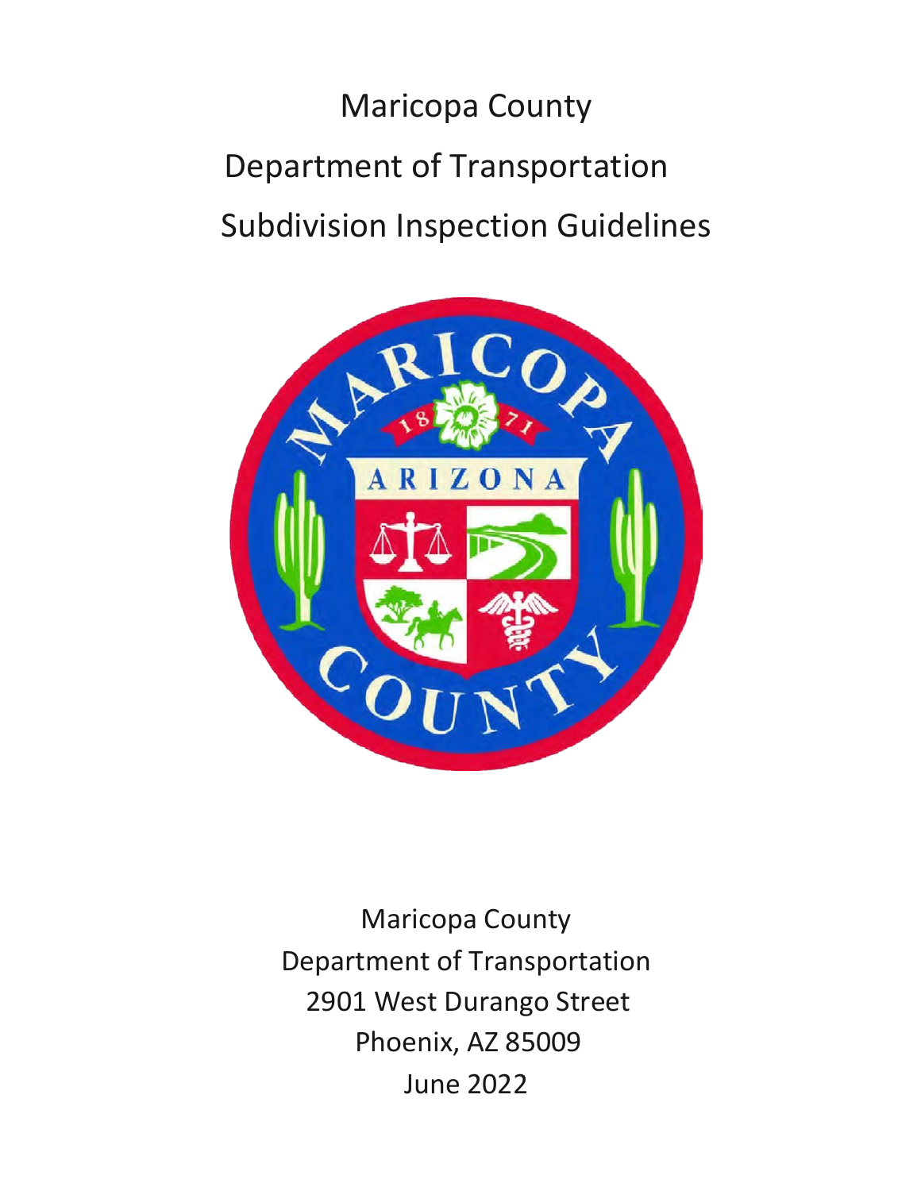# Maricopa County Department of Transportation Subdivision Inspection Guidelines

Maricopa County
Department of Transportation
2901 West Durango Street
Phoenix, AZ 85009
June 2022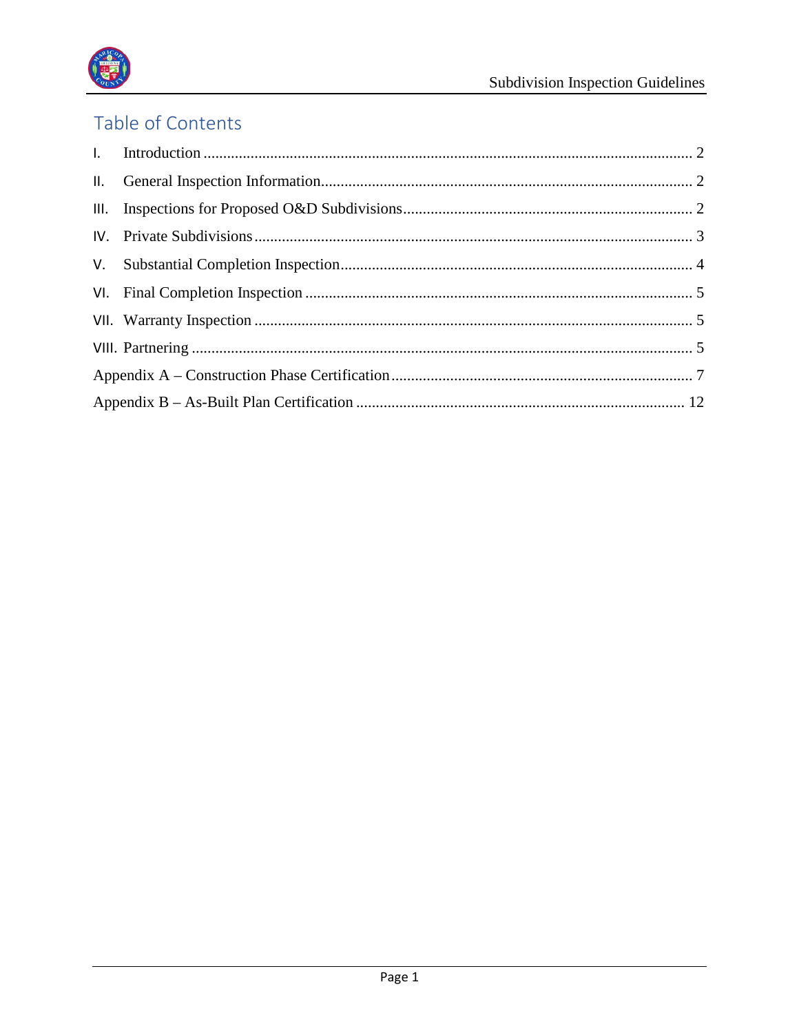## Table of Contents

I. Introduction ........................................................................................................................ 2

II. General Inspection Information.............................................................................................. 2

III. Inspections for Proposed O&D Subdivisions......................................................................... 2

IV. Private Subdivisions............................................................................................................... 3

V. Substantial Completion Inspection.......................................................................................... 4

VI. Final Completion Inspection .................................................................................................. 5

VII. Warranty Inspection ............................................................................................................... 5

VIII. Partnering ............................................................................................................................... 5

Appendix A – Construction Phase Certification............................................................................ 7

Appendix B – As-Built Plan Certification ................................................................................... 12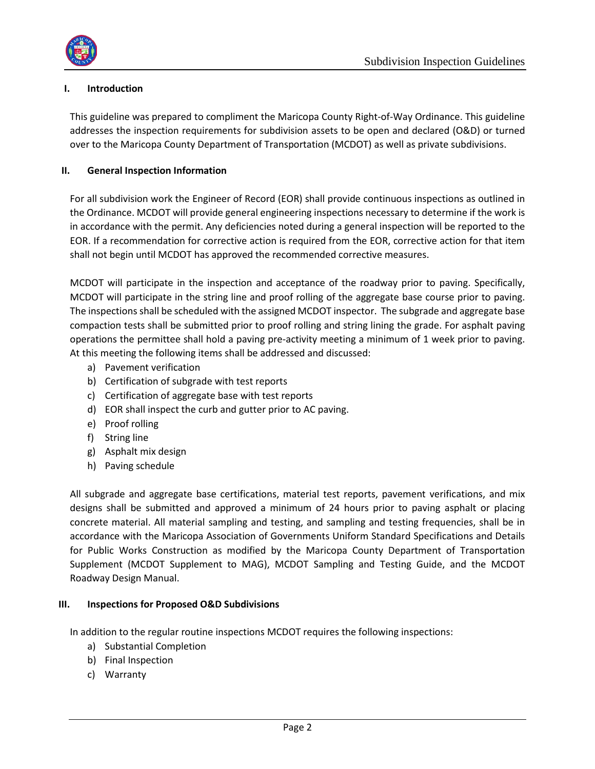## I. Introduction

This guideline was prepared to compliment the Maricopa County Right-of-Way Ordinance. This guideline addresses the inspection requirements for subdivision assets to be open and declared (O&D) or turned over to the Maricopa County Department of Transportation (MCDOT) as well as private subdivisions.

## II. General Inspection Information

For all subdivision work the Engineer of Record (EOR) shall provide continuous inspections as outlined in the Ordinance. MCDOT will provide general engineering inspections necessary to determine if the work is in accordance with the permit. Any deficiencies noted during a general inspection will be reported to the EOR. If a recommendation for corrective action is required from the EOR, corrective action for that item shall not begin until MCDOT has approved the recommended corrective measures.

MCDOT will participate in the inspection and acceptance of the roadway prior to paving. Specifically, MCDOT will participate in the string line and proof rolling of the aggregate base course prior to paving. The inspections shall be scheduled with the assigned MCDOT inspector. The subgrade and aggregate base compaction tests shall be submitted prior to proof rolling and string lining the grade. For asphalt paving operations the permittee shall hold a paving pre-activity meeting a minimum of 1 week prior to paving. At this meeting the following items shall be addressed and discussed:

a) Pavement verification
b) Certification of subgrade with test reports
c) Certification of aggregate base with test reports
d) EOR shall inspect the curb and gutter prior to AC paving.
e) Proof rolling
f) String line
g) Asphalt mix design
h) Paving schedule

All subgrade and aggregate base certifications, material test reports, pavement verifications, and mix designs shall be submitted and approved a minimum of 24 hours prior to paving asphalt or placing concrete material. All material sampling and testing, and sampling and testing frequencies, shall be in accordance with the Maricopa Association of Governments Uniform Standard Specifications and Details for Public Works Construction as modified by the Maricopa County Department of Transportation Supplement (MCDOT Supplement to MAG), MCDOT Sampling and Testing Guide, and the MCDOT Roadway Design Manual.

## III. Inspections for Proposed O&D Subdivisions

In addition to the regular routine inspections MCDOT requires the following inspections:

a) Substantial Completion
b) Final Inspection
c) Warranty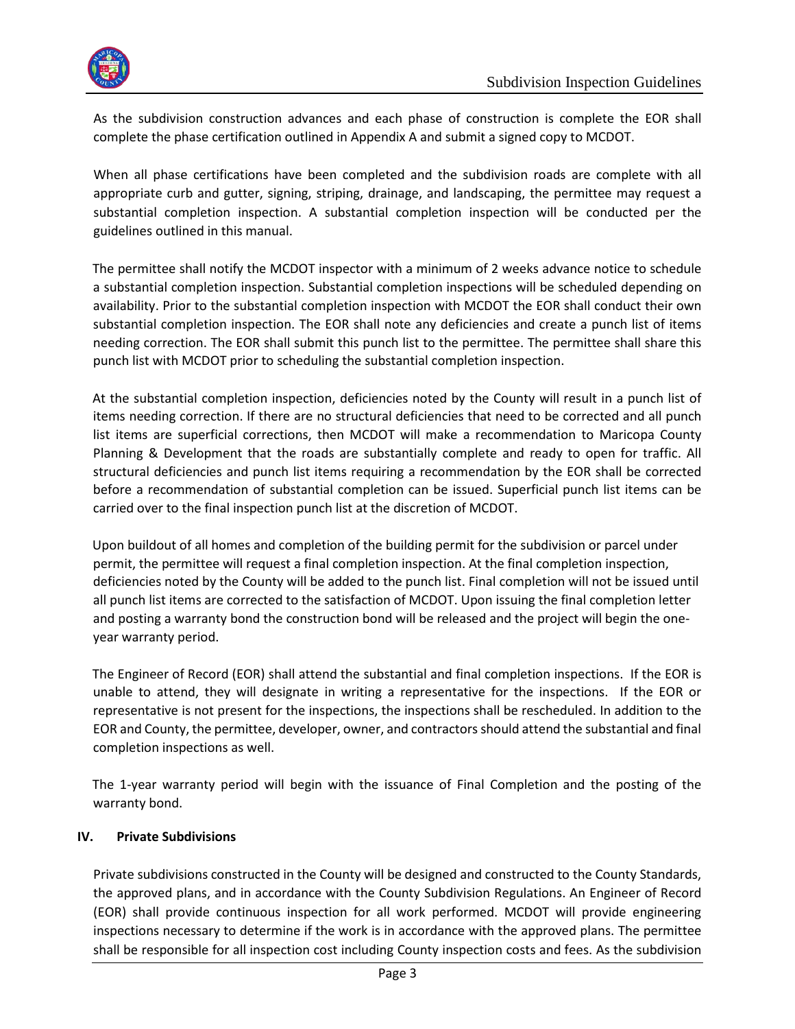As the subdivision construction advances and each phase of construction is complete the EOR shall complete the phase certification outlined in Appendix A and submit a signed copy to MCDOT.

When all phase certifications have been completed and the subdivision roads are complete with all appropriate curb and gutter, signing, striping, drainage, and landscaping, the permittee may request a substantial completion inspection. A substantial completion inspection will be conducted per the guidelines outlined in this manual.

The permittee shall notify the MCDOT inspector with a minimum of 2 weeks advance notice to schedule a substantial completion inspection. Substantial completion inspections will be scheduled depending on availability. Prior to the substantial completion inspection with MCDOT the EOR shall conduct their own substantial completion inspection. The EOR shall note any deficiencies and create a punch list of items needing correction. The EOR shall submit this punch list to the permittee. The permittee shall share this punch list with MCDOT prior to scheduling the substantial completion inspection.

At the substantial completion inspection, deficiencies noted by the County will result in a punch list of items needing correction. If there are no structural deficiencies that need to be corrected and all punch list items are superficial corrections, then MCDOT will make a recommendation to Maricopa County Planning & Development that the roads are substantially complete and ready to open for traffic. All structural deficiencies and punch list items requiring a recommendation by the EOR shall be corrected before a recommendation of substantial completion can be issued. Superficial punch list items can be carried over to the final inspection punch list at the discretion of MCDOT.

Upon buildout of all homes and completion of the building permit for the subdivision or parcel under permit, the permittee will request a final completion inspection. At the final completion inspection, deficiencies noted by the County will be added to the punch list. Final completion will not be issued until all punch list items are corrected to the satisfaction of MCDOT. Upon issuing the final completion letter and posting a warranty bond the construction bond will be released and the project will begin the one-year warranty period.

The Engineer of Record (EOR) shall attend the substantial and final completion inspections. If the EOR is unable to attend, they will designate in writing a representative for the inspections. If the EOR or representative is not present for the inspections, the inspections shall be rescheduled. In addition to the EOR and County, the permittee, developer, owner, and contractors should attend the substantial and final completion inspections as well.

The 1-year warranty period will begin with the issuance of Final Completion and the posting of the warranty bond.

## IV. Private Subdivisions

Private subdivisions constructed in the County will be designed and constructed to the County Standards, the approved plans, and in accordance with the County Subdivision Regulations. An Engineer of Record (EOR) shall provide continuous inspection for all work performed. MCDOT will provide engineering inspections necessary to determine if the work is in accordance with the approved plans. The permittee shall be responsible for all inspection cost including County inspection costs and fees. As the subdivision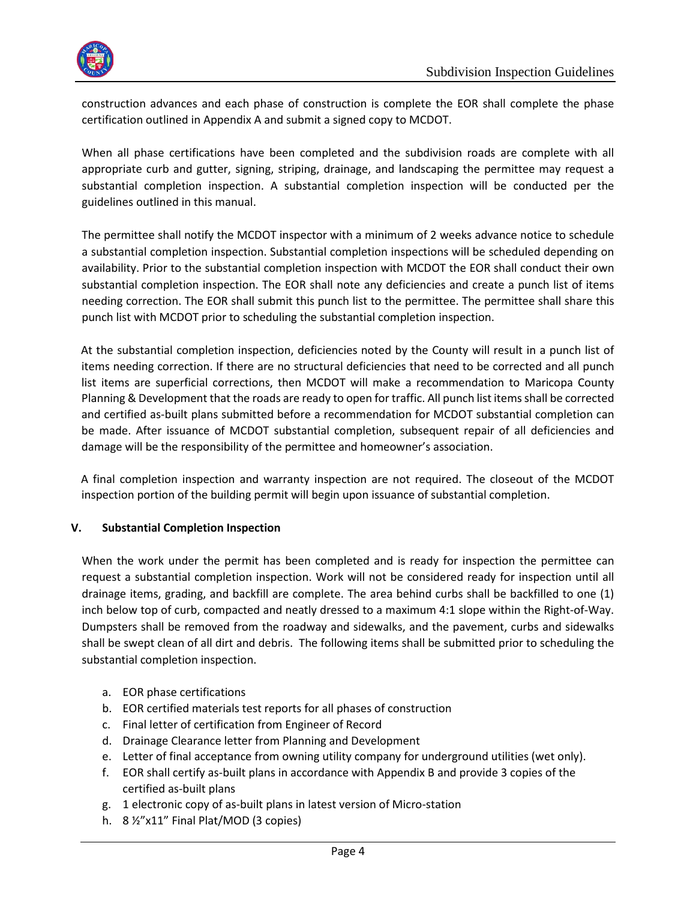construction advances and each phase of construction is complete the EOR shall complete the phase certification outlined in Appendix A and submit a signed copy to MCDOT.

When all phase certifications have been completed and the subdivision roads are complete with all appropriate curb and gutter, signing, striping, drainage, and landscaping the permittee may request a substantial completion inspection. A substantial completion inspection will be conducted per the guidelines outlined in this manual.

The permittee shall notify the MCDOT inspector with a minimum of 2 weeks advance notice to schedule a substantial completion inspection. Substantial completion inspections will be scheduled depending on availability. Prior to the substantial completion inspection with MCDOT the EOR shall conduct their own substantial completion inspection. The EOR shall note any deficiencies and create a punch list of items needing correction. The EOR shall submit this punch list to the permittee. The permittee shall share this punch list with MCDOT prior to scheduling the substantial completion inspection.

At the substantial completion inspection, deficiencies noted by the County will result in a punch list of items needing correction. If there are no structural deficiencies that need to be corrected and all punch list items are superficial corrections, then MCDOT will make a recommendation to Maricopa County Planning & Development that the roads are ready to open for traffic. All punch list items shall be corrected and certified as-built plans submitted before a recommendation for MCDOT substantial completion can be made. After issuance of MCDOT substantial completion, subsequent repair of all deficiencies and damage will be the responsibility of the permittee and homeowner's association.

A final completion inspection and warranty inspection are not required. The closeout of the MCDOT inspection portion of the building permit will begin upon issuance of substantial completion.

## V. Substantial Completion Inspection

When the work under the permit has been completed and is ready for inspection the permittee can request a substantial completion inspection. Work will not be considered ready for inspection until all drainage items, grading, and backfill are complete. The area behind curbs shall be backfilled to one (1) inch below top of curb, compacted and neatly dressed to a maximum 4:1 slope within the Right-of-Way. Dumpsters shall be removed from the roadway and sidewalks, and the pavement, curbs and sidewalks shall be swept clean of all dirt and debris. The following items shall be submitted prior to scheduling the substantial completion inspection.

a. EOR phase certifications
b. EOR certified materials test reports for all phases of construction
c. Final letter of certification from Engineer of Record
d. Drainage Clearance letter from Planning and Development
e. Letter of final acceptance from owning utility company for underground utilities (wet only).
f. EOR shall certify as-built plans in accordance with Appendix B and provide 3 copies of the certified as-built plans
g. 1 electronic copy of as-built plans in latest version of Micro-station
h. 8 ½"x11" Final Plat/MOD (3 copies)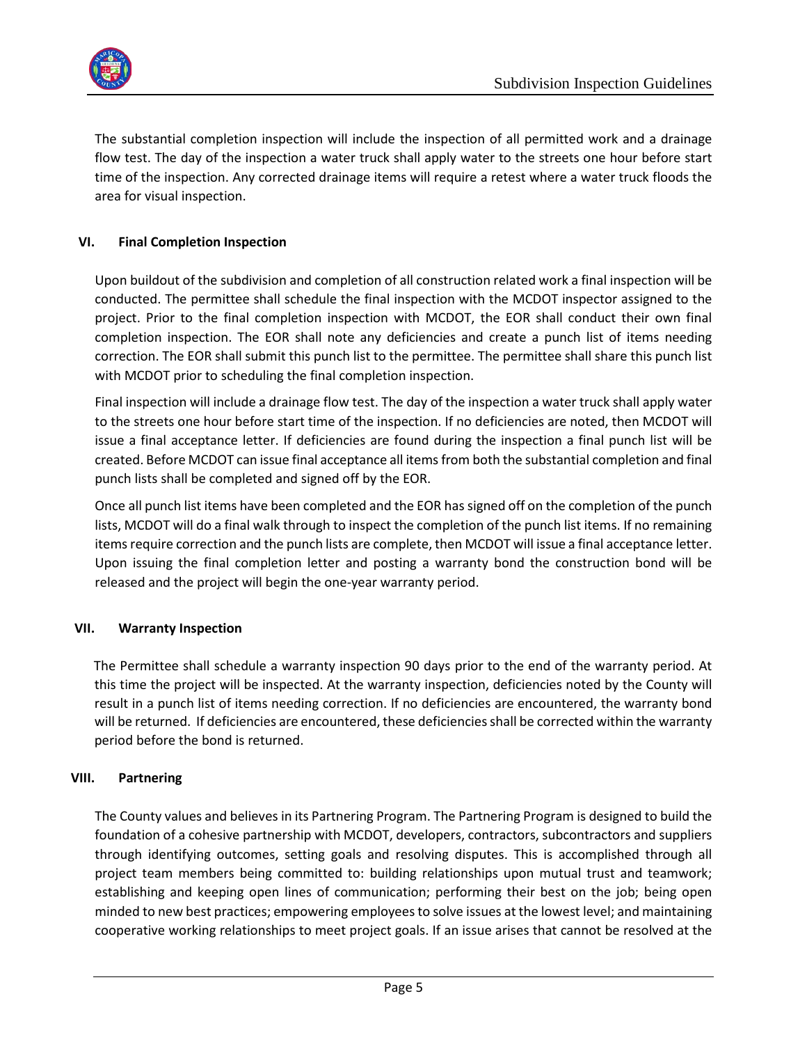The substantial completion inspection will include the inspection of all permitted work and a drainage flow test. The day of the inspection a water truck shall apply water to the streets one hour before start time of the inspection. Any corrected drainage items will require a retest where a water truck floods the area for visual inspection.

## VI. Final Completion Inspection

Upon buildout of the subdivision and completion of all construction related work a final inspection will be conducted. The permittee shall schedule the final inspection with the MCDOT inspector assigned to the project. Prior to the final completion inspection with MCDOT, the EOR shall conduct their own final completion inspection. The EOR shall note any deficiencies and create a punch list of items needing correction. The EOR shall submit this punch list to the permittee. The permittee shall share this punch list with MCDOT prior to scheduling the final completion inspection.

Final inspection will include a drainage flow test. The day of the inspection a water truck shall apply water to the streets one hour before start time of the inspection. If no deficiencies are noted, then MCDOT will issue a final acceptance letter. If deficiencies are found during the inspection a final punch list will be created. Before MCDOT can issue final acceptance all items from both the substantial completion and final punch lists shall be completed and signed off by the EOR.

Once all punch list items have been completed and the EOR has signed off on the completion of the punch lists, MCDOT will do a final walk through to inspect the completion of the punch list items. If no remaining items require correction and the punch lists are complete, then MCDOT will issue a final acceptance letter. Upon issuing the final completion letter and posting a warranty bond the construction bond will be released and the project will begin the one-year warranty period.

## VII. Warranty Inspection

The Permittee shall schedule a warranty inspection 90 days prior to the end of the warranty period. At this time the project will be inspected. At the warranty inspection, deficiencies noted by the County will result in a punch list of items needing correction. If no deficiencies are encountered, the warranty bond will be returned. If deficiencies are encountered, these deficiencies shall be corrected within the warranty period before the bond is returned.

## VIII. Partnering

The County values and believes in its Partnering Program. The Partnering Program is designed to build the foundation of a cohesive partnership with MCDOT, developers, contractors, subcontractors and suppliers through identifying outcomes, setting goals and resolving disputes. This is accomplished through all project team members being committed to: building relationships upon mutual trust and teamwork; establishing and keeping open lines of communication; performing their best on the job; being open minded to new best practices; empowering employees to solve issues at the lowest level; and maintaining cooperative working relationships to meet project goals. If an issue arises that cannot be resolved at the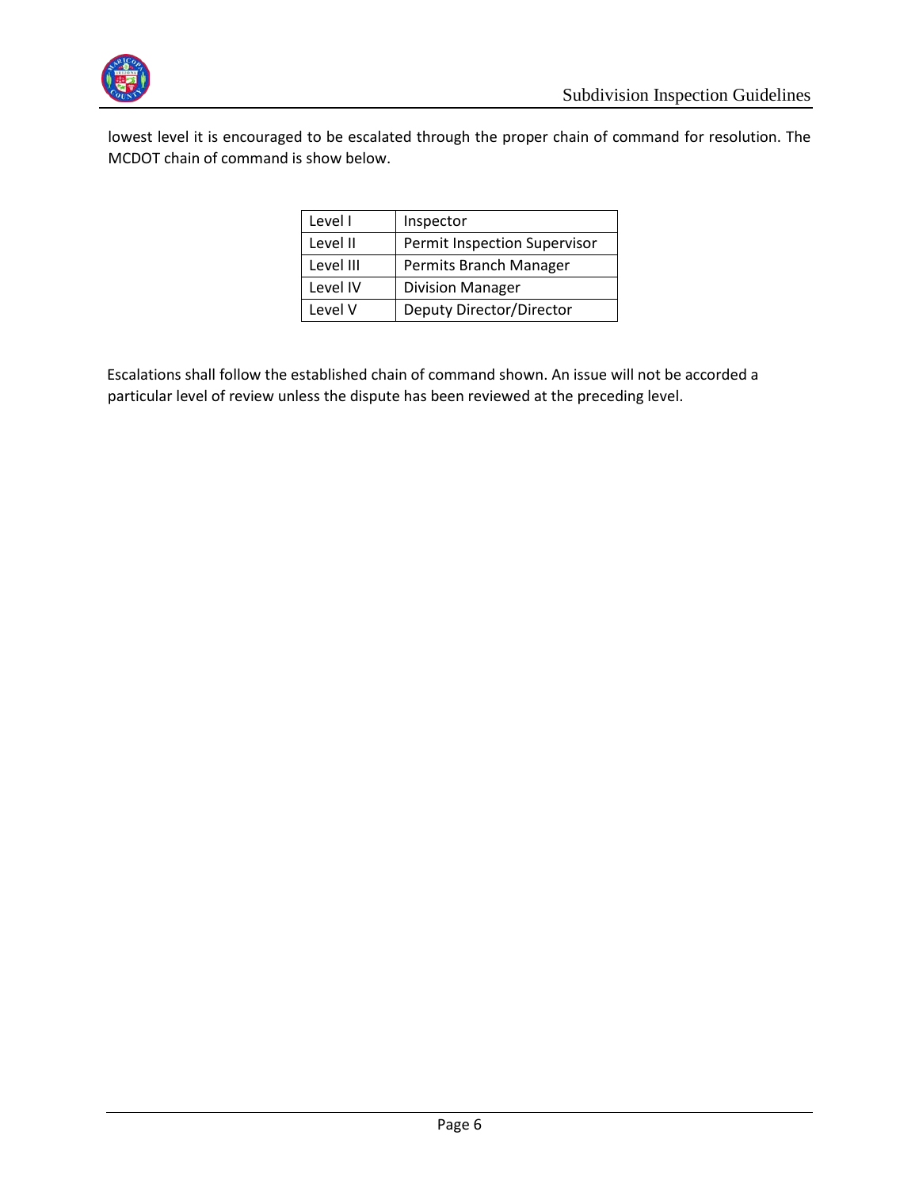lowest level it is encouraged to be escalated through the proper chain of command for resolution. The MCDOT chain of command is show below.

| Level I | Inspector |
|---|---|
| Level II | Permit Inspection Supervisor |
| Level III | Permits Branch Manager |
| Level IV | Division Manager |
| Level V | Deputy Director/Director |

Escalations shall follow the established chain of command shown. An issue will not be accorded a particular level of review unless the dispute has been reviewed at the preceding level.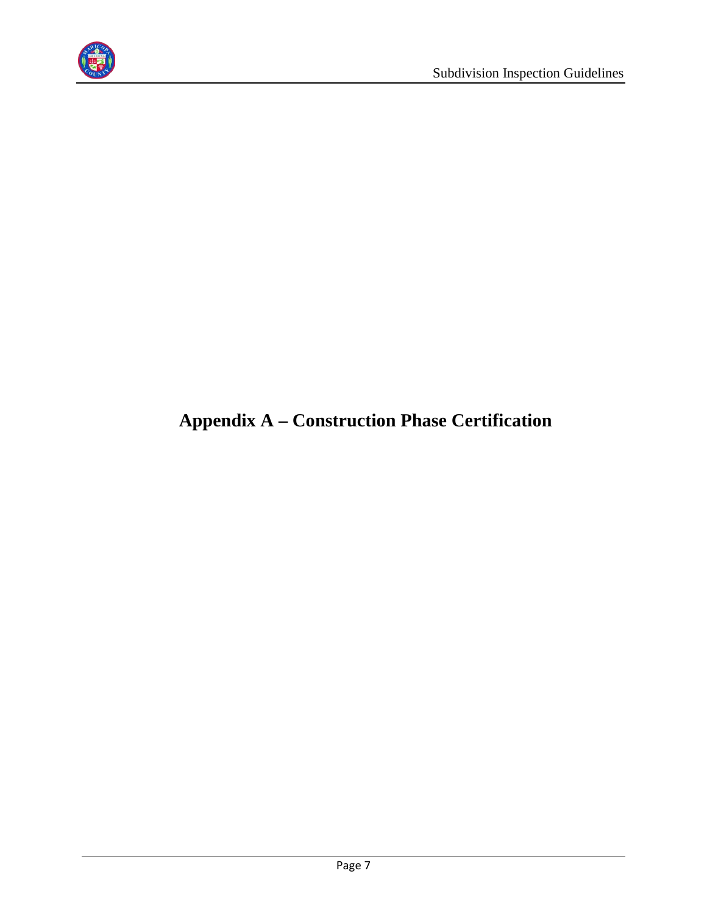# Appendix A – Construction Phase Certification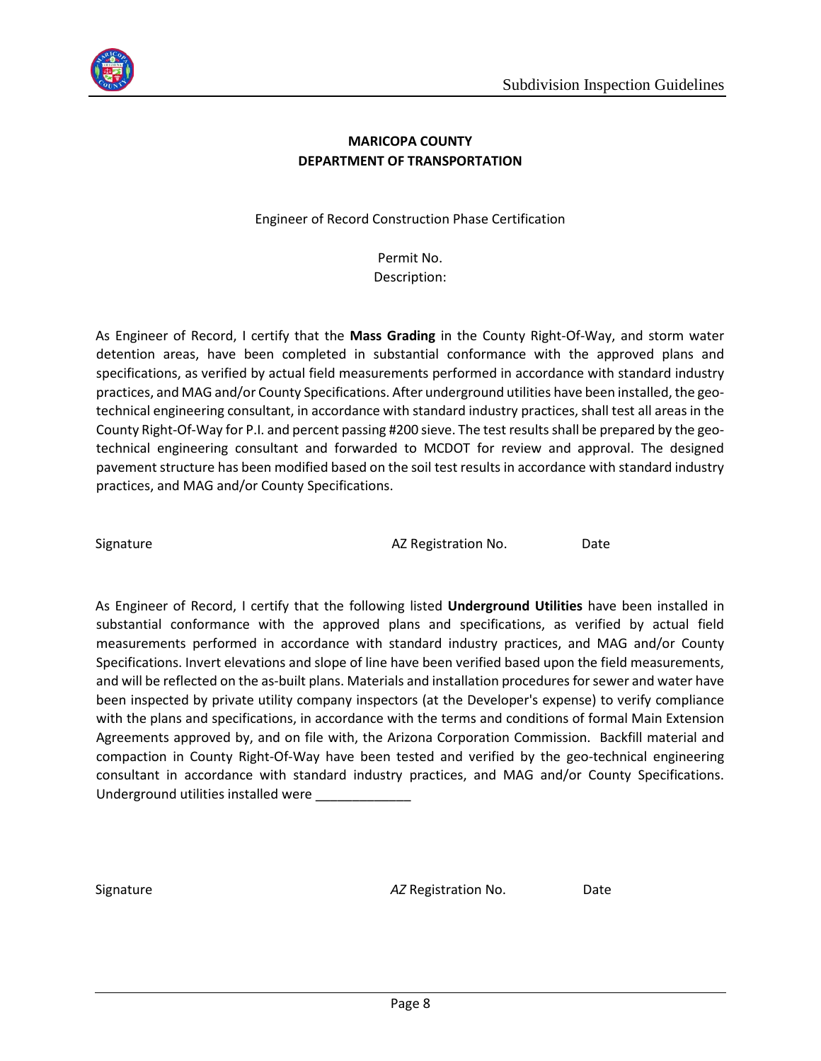**MARICOPA COUNTY**
**DEPARTMENT OF TRANSPORTATION**

Engineer of Record Construction Phase Certification

Permit No.
Description:

As Engineer of Record, I certify that the **Mass Grading** in the County Right-Of-Way, and storm water detention areas, have been completed in substantial conformance with the approved plans and specifications, as verified by actual field measurements performed in accordance with standard industry practices, and MAG and/or County Specifications. After underground utilities have been installed, the geo-technical engineering consultant, in accordance with standard industry practices, shall test all areas in the County Right-Of-Way for P.I. and percent passing #200 sieve. The test results shall be prepared by the geo-technical engineering consultant and forwarded to MCDOT for review and approval. The designed pavement structure has been modified based on the soil test results in accordance with standard industry practices, and MAG and/or County Specifications.

Signature AZ Registration No. Date

As Engineer of Record, I certify that the following listed **Underground Utilities** have been installed in substantial conformance with the approved plans and specifications, as verified by actual field measurements performed in accordance with standard industry practices, and MAG and/or County Specifications. Invert elevations and slope of line have been verified based upon the field measurements, and will be reflected on the as-built plans. Materials and installation procedures for sewer and water have been inspected by private utility company inspectors (at the Developer's expense) to verify compliance with the plans and specifications, in accordance with the terms and conditions of formal Main Extension Agreements approved by, and on file with, the Arizona Corporation Commission. Backfill material and compaction in County Right-Of-Way have been tested and verified by the geo-technical engineering consultant in accordance with standard industry practices, and MAG and/or County Specifications. Underground utilities installed were _____________

Signature *AZ* Registration No. Date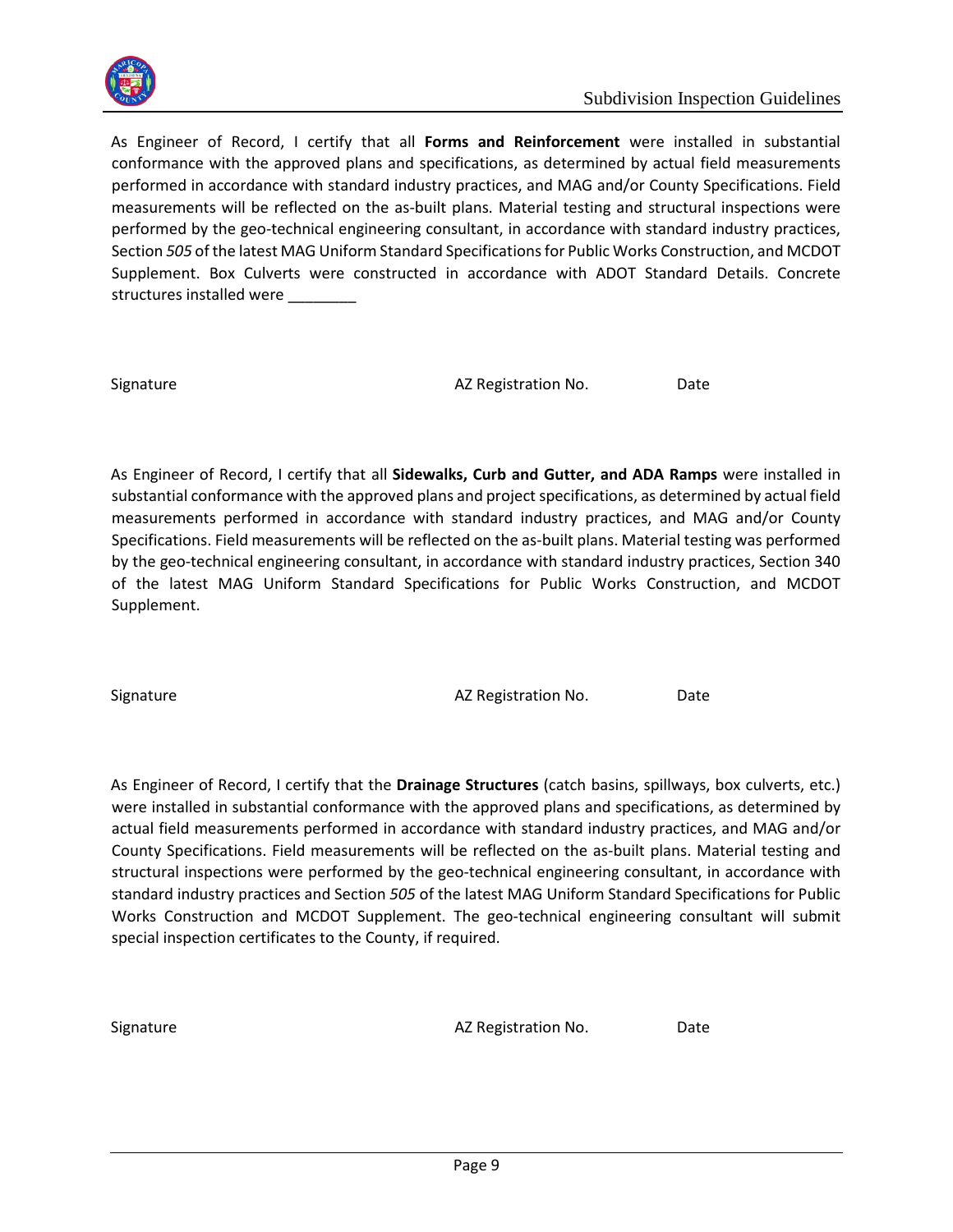As Engineer of Record, I certify that all **Forms and Reinforcement** were installed in substantial conformance with the approved plans and specifications, as determined by actual field measurements performed in accordance with standard industry practices, and MAG and/or County Specifications. Field measurements will be reflected on the as-built plans. Material testing and structural inspections were performed by the geo-technical engineering consultant, in accordance with standard industry practices, Section *505* of the latest MAG Uniform Standard Specifications for Public Works Construction, and MCDOT Supplement. Box Culverts were constructed in accordance with ADOT Standard Details. Concrete structures installed were ________

Signature AZ Registration No. Date

As Engineer of Record, I certify that all **Sidewalks, Curb and Gutter, and ADA Ramps** were installed in substantial conformance with the approved plans and project specifications, as determined by actual field measurements performed in accordance with standard industry practices, and MAG and/or County Specifications. Field measurements will be reflected on the as-built plans. Material testing was performed by the geo-technical engineering consultant, in accordance with standard industry practices, Section 340 of the latest MAG Uniform Standard Specifications for Public Works Construction, and MCDOT Supplement.

Signature AZ Registration No. Date

As Engineer of Record, I certify that the **Drainage Structures** (catch basins, spillways, box culverts, etc.) were installed in substantial conformance with the approved plans and specifications, as determined by actual field measurements performed in accordance with standard industry practices, and MAG and/or County Specifications. Field measurements will be reflected on the as-built plans. Material testing and structural inspections were performed by the geo-technical engineering consultant, in accordance with standard industry practices and Section *505* of the latest MAG Uniform Standard Specifications for Public Works Construction and MCDOT Supplement. The geo-technical engineering consultant will submit special inspection certificates to the County, if required.

Signature AZ Registration No. Date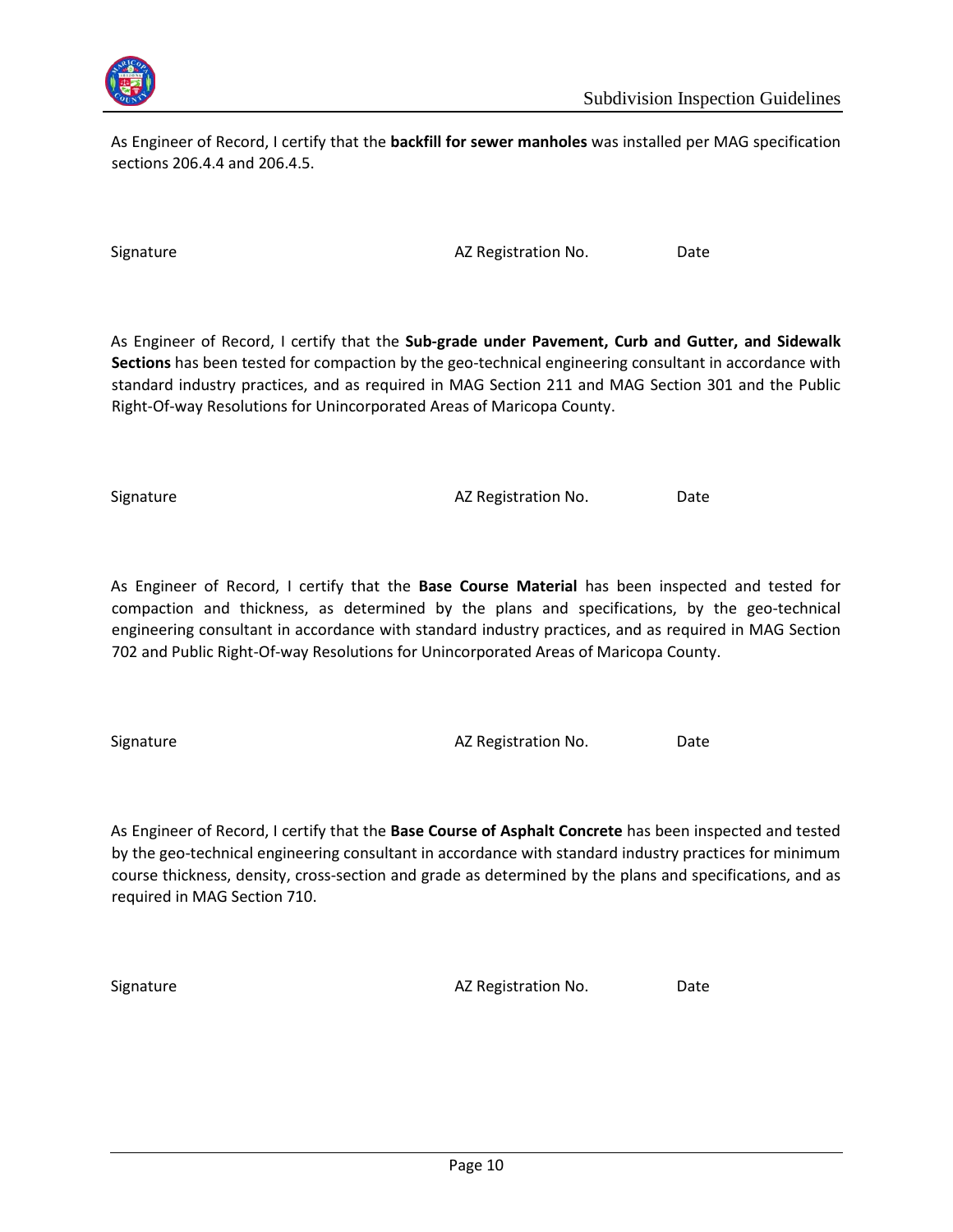As Engineer of Record, I certify that the **backfill for sewer manholes** was installed per MAG specification sections 206.4.4 and 206.4.5.

Signature AZ Registration No. Date

As Engineer of Record, I certify that the **Sub-grade under Pavement, Curb and Gutter, and Sidewalk Sections** has been tested for compaction by the geo-technical engineering consultant in accordance with standard industry practices, and as required in MAG Section 211 and MAG Section 301 and the Public Right-Of-way Resolutions for Unincorporated Areas of Maricopa County.

Signature AZ Registration No. Date

As Engineer of Record, I certify that the **Base Course Material** has been inspected and tested for compaction and thickness, as determined by the plans and specifications, by the geo-technical engineering consultant in accordance with standard industry practices, and as required in MAG Section 702 and Public Right-Of-way Resolutions for Unincorporated Areas of Maricopa County.

Signature AZ Registration No. Date

As Engineer of Record, I certify that the **Base Course of Asphalt Concrete** has been inspected and tested by the geo-technical engineering consultant in accordance with standard industry practices for minimum course thickness, density, cross-section and grade as determined by the plans and specifications, and as required in MAG Section 710.

Signature AZ Registration No. Date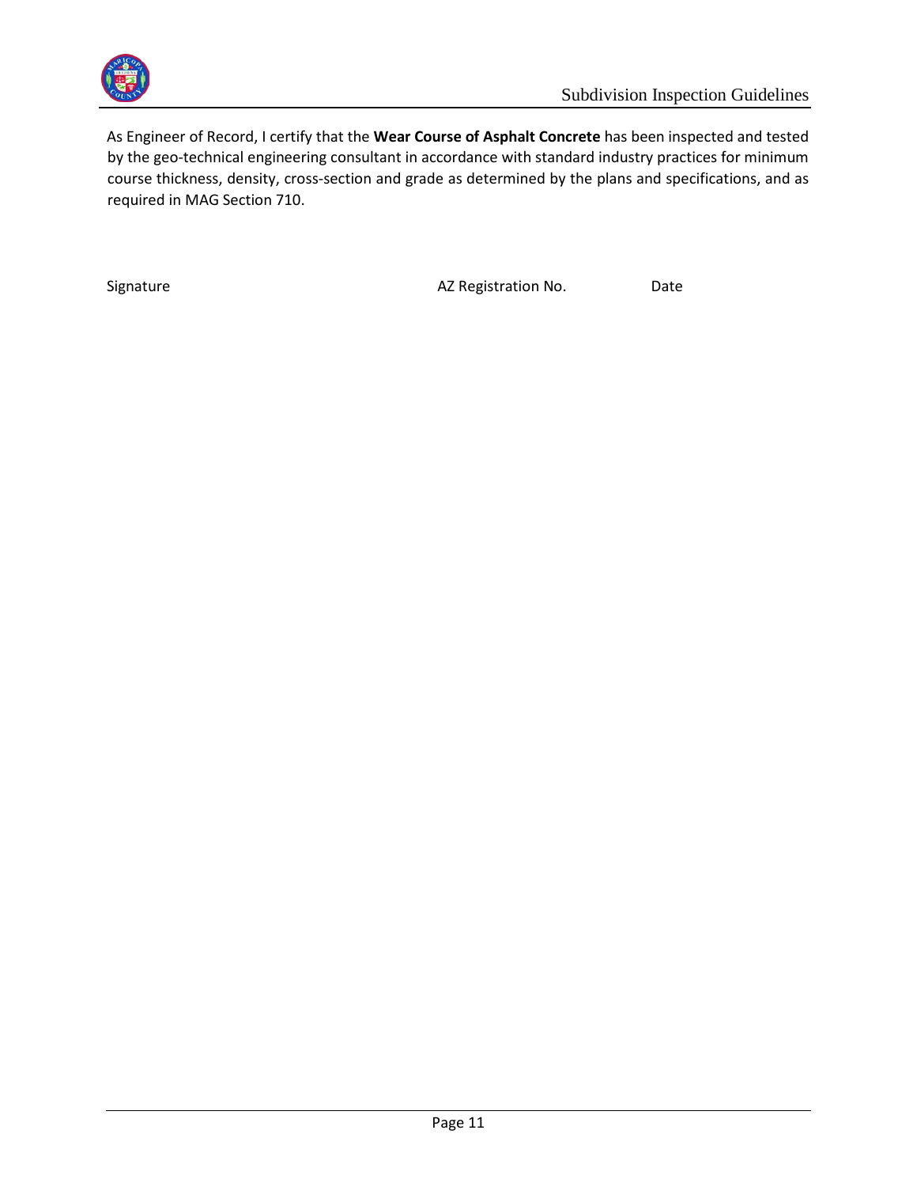As Engineer of Record, I certify that the **Wear Course of Asphalt Concrete** has been inspected and tested by the geo-technical engineering consultant in accordance with standard industry practices for minimum course thickness, density, cross-section and grade as determined by the plans and specifications, and as required in MAG Section 710.

Signature AZ Registration No. Date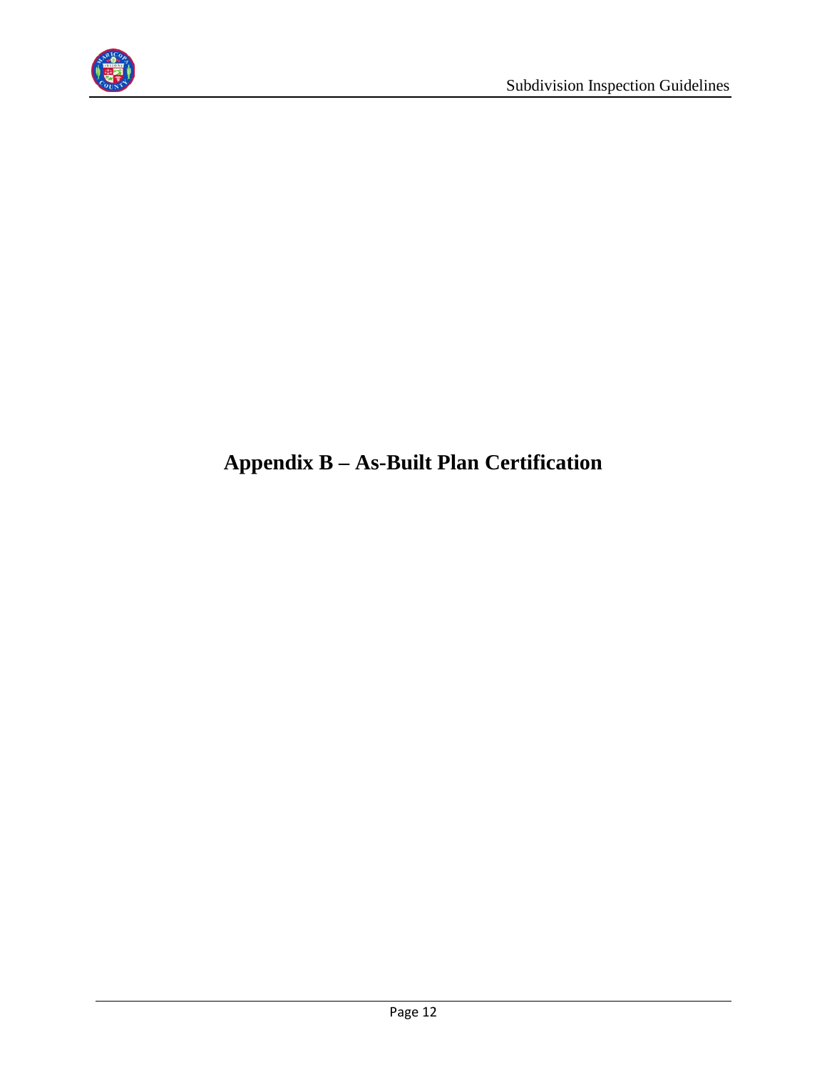# Appendix B – As-Built Plan Certification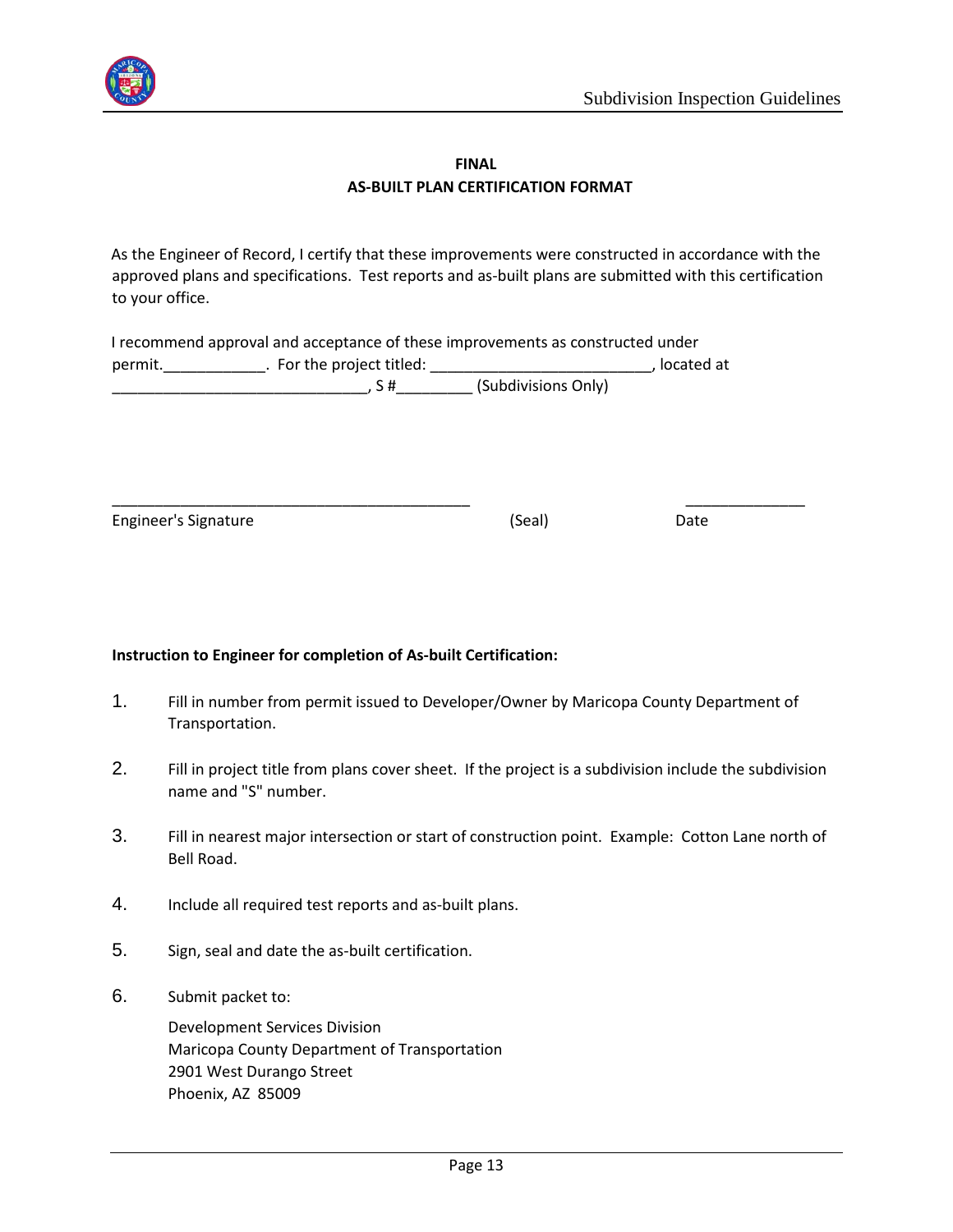**FINAL**

**AS-BUILT PLAN CERTIFICATION FORMAT**

As the Engineer of Record, I certify that these improvements were constructed in accordance with the approved plans and specifications. Test reports and as-built plans are submitted with this certification to your office.

I recommend approval and acceptance of these improvements as constructed under permit.____________. For the project titled: __________________________, located at ______________________________, S #_________ (Subdivisions Only)

____________________________________________ (Seal) ______________

Engineer's Signature (Seal) Date

**Instruction to Engineer for completion of As-built Certification:**

1. Fill in number from permit issued to Developer/Owner by Maricopa County Department of Transportation.
2. Fill in project title from plans cover sheet. If the project is a subdivision include the subdivision name and "S" number.
3. Fill in nearest major intersection or start of construction point. Example: Cotton Lane north of Bell Road.
4. Include all required test reports and as-built plans.
5. Sign, seal and date the as-built certification.
6. Submit packet to:

   Development Services Division
   Maricopa County Department of Transportation
   2901 West Durango Street
   Phoenix, AZ 85009